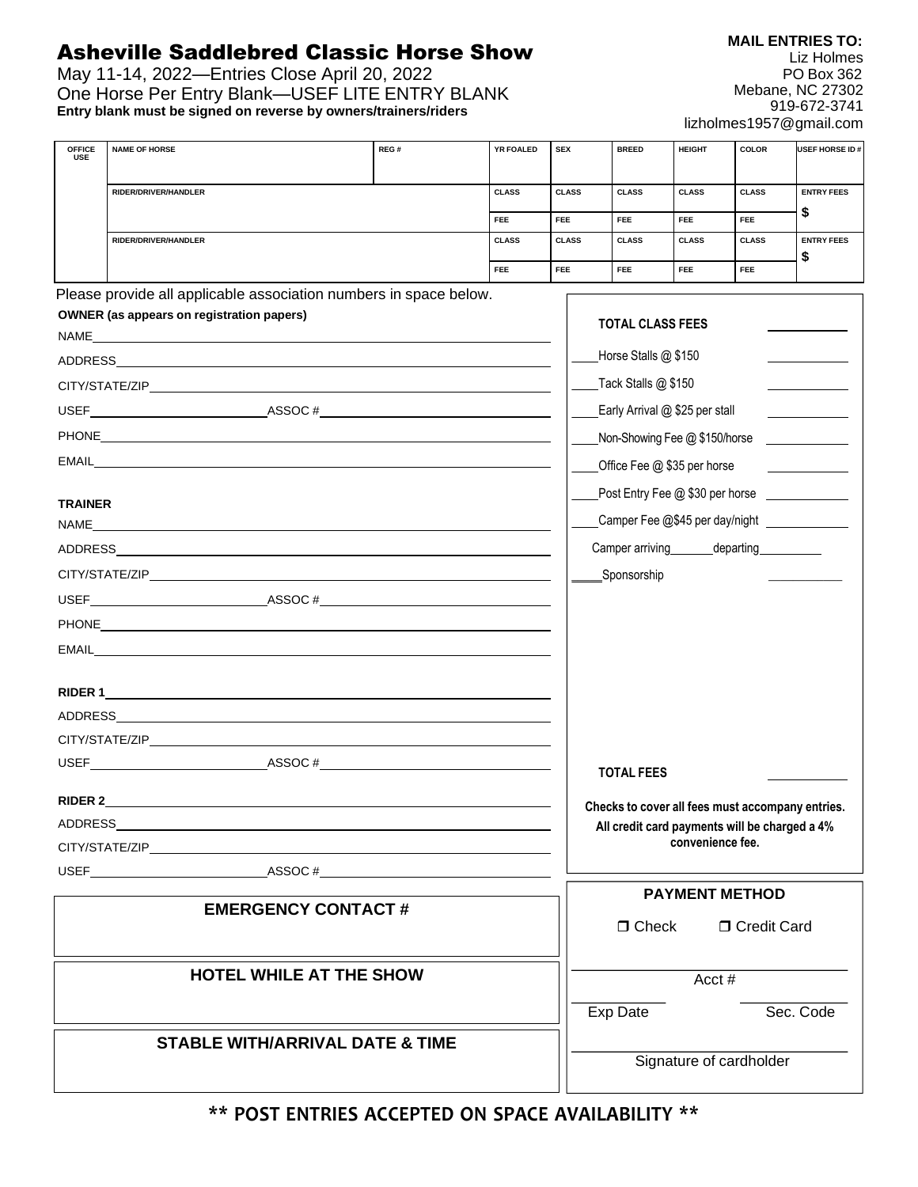# Asheville Saddlebred Classic Horse Show

May 11-14, 2022—Entries Close April 20, 2022
One Horse Per Entry Blank—USEF LITE ENTRY BLANK
**Entry blank must be signed on reverse by owners/trainers/riders**

**MAIL ENTRIES TO:**
Liz Holmes
PO Box 362
Mebane, NC 27302
919-672-3741
lizholmes1957@gmail.com

| OFFICE USE | NAME OF HORSE | REG # | YR FOALED | SEX | BREED | HEIGHT | COLOR | USEF HORSE ID # |
|---|---|---|---|---|---|---|---|---|
| | RIDER/DRIVER/HANDLER | | CLASS | CLASS | CLASS | CLASS | CLASS | ENTRY FEES $ |
| | | | FEE | FEE | FEE | FEE | FEE | |
| | RIDER/DRIVER/HANDLER | | CLASS | CLASS | CLASS | CLASS | CLASS | ENTRY FEES $ |
| | | | FEE | FEE | FEE | FEE | FEE | |

Please provide all applicable association numbers in space below.

**OWNER (as appears on registration papers)**

NAME______

ADDRESS______

CITY/STATE/ZIP______

USEF______ ASSOC #______

PHONE______

EMAIL______

**TRAINER**

NAME______

ADDRESS______

CITY/STATE/ZIP______

USEF______ ASSOC #______

PHONE______

EMAIL______

**RIDER 1**______

ADDRESS______

CITY/STATE/ZIP______

USEF______ ASSOC #______

**RIDER 2**______

ADDRESS______

CITY/STATE/ZIP______

USEF______ ASSOC #______

**TOTAL CLASS FEES** ______

____Horse Stalls @ $150 ______

____Tack Stalls @ $150 ______

____Early Arrival @ $25 per stall ______

____Non-Showing Fee @ $150/horse ______

____Office Fee @ $35 per horse ______

____Post Entry Fee @ $30 per horse ______

____Camper Fee @$45 per day/night ______

Camper arriving______departing______

____Sponsorship ______

**TOTAL FEES** ______

**Checks to cover all fees must accompany entries.**

**All credit card payments will be charged a 4% convenience fee.**

## EMERGENCY CONTACT #

## HOTEL WHILE AT THE SHOW

## STABLE WITH/ARRIVAL DATE & TIME

## PAYMENT METHOD

❒ Check ❒ Credit Card

______
Acct #

______ ______
Exp Date Sec. Code

______
Signature of cardholder

**\*\* POST ENTRIES ACCEPTED ON SPACE AVAILABILITY \*\***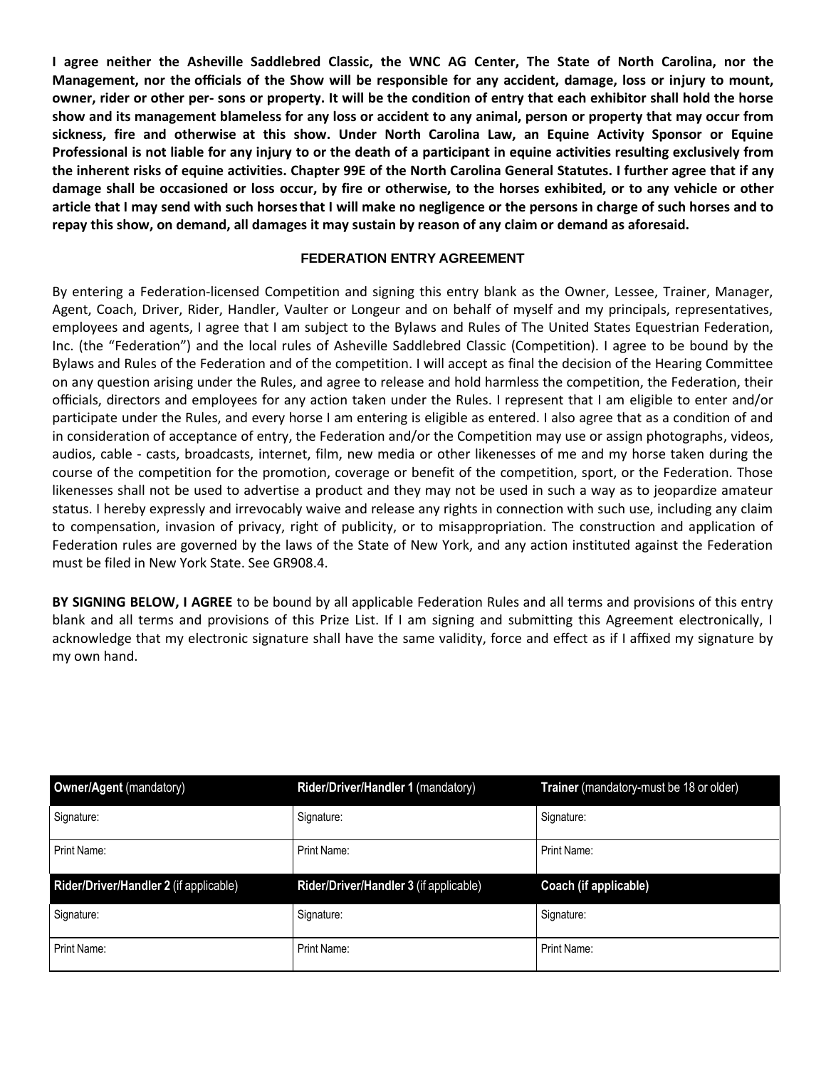**I agree neither the Asheville Saddlebred Classic, the WNC AG Center, The State of North Carolina, nor the Management, nor the officials of the Show will be responsible for any accident, damage, loss or injury to mount, owner, rider or other per- sons or property. It will be the condition of entry that each exhibitor shall hold the horse show and its management blameless for any loss or accident to any animal, person or property that may occur from sickness, fire and otherwise at this show. Under North Carolina Law, an Equine Activity Sponsor or Equine Professional is not liable for any injury to or the death of a participant in equine activities resulting exclusively from the inherent risks of equine activities. Chapter 99E of the North Carolina General Statutes. I further agree that if any damage shall be occasioned or loss occur, by fire or otherwise, to the horses exhibited, or to any vehicle or other article that I may send with such horses that I will make no negligence or the persons in charge of such horses and to repay this show, on demand, all damages it may sustain by reason of any claim or demand as aforesaid.**

## FEDERATION ENTRY AGREEMENT

By entering a Federation-licensed Competition and signing this entry blank as the Owner, Lessee, Trainer, Manager, Agent, Coach, Driver, Rider, Handler, Vaulter or Longeur and on behalf of myself and my principals, representatives, employees and agents, I agree that I am subject to the Bylaws and Rules of The United States Equestrian Federation, Inc. (the "Federation") and the local rules of Asheville Saddlebred Classic (Competition). I agree to be bound by the Bylaws and Rules of the Federation and of the competition. I will accept as final the decision of the Hearing Committee on any question arising under the Rules, and agree to release and hold harmless the competition, the Federation, their officials, directors and employees for any action taken under the Rules. I represent that I am eligible to enter and/or participate under the Rules, and every horse I am entering is eligible as entered. I also agree that as a condition of and in consideration of acceptance of entry, the Federation and/or the Competition may use or assign photographs, videos, audios, cable - casts, broadcasts, internet, film, new media or other likenesses of me and my horse taken during the course of the competition for the promotion, coverage or benefit of the competition, sport, or the Federation. Those likenesses shall not be used to advertise a product and they may not be used in such a way as to jeopardize amateur status. I hereby expressly and irrevocably waive and release any rights in connection with such use, including any claim to compensation, invasion of privacy, right of publicity, or to misappropriation. The construction and application of Federation rules are governed by the laws of the State of New York, and any action instituted against the Federation must be filed in New York State. See GR908.4.

**BY SIGNING BELOW, I AGREE** to be bound by all applicable Federation Rules and all terms and provisions of this entry blank and all terms and provisions of this Prize List. If I am signing and submitting this Agreement electronically, I acknowledge that my electronic signature shall have the same validity, force and effect as if I affixed my signature by my own hand.

| **Owner/Agent** (mandatory) | **Rider/Driver/Handler 1** (mandatory) | **Trainer** (mandatory-must be 18 or older) |
|---|---|---|
| Signature: | Signature: | Signature: |
| Print Name: | Print Name: | Print Name: |
| **Rider/Driver/Handler 2** (if applicable) | **Rider/Driver/Handler 3** (if applicable) | **Coach (if applicable)** |
| Signature: | Signature: | Signature: |
| Print Name: | Print Name: | Print Name: |